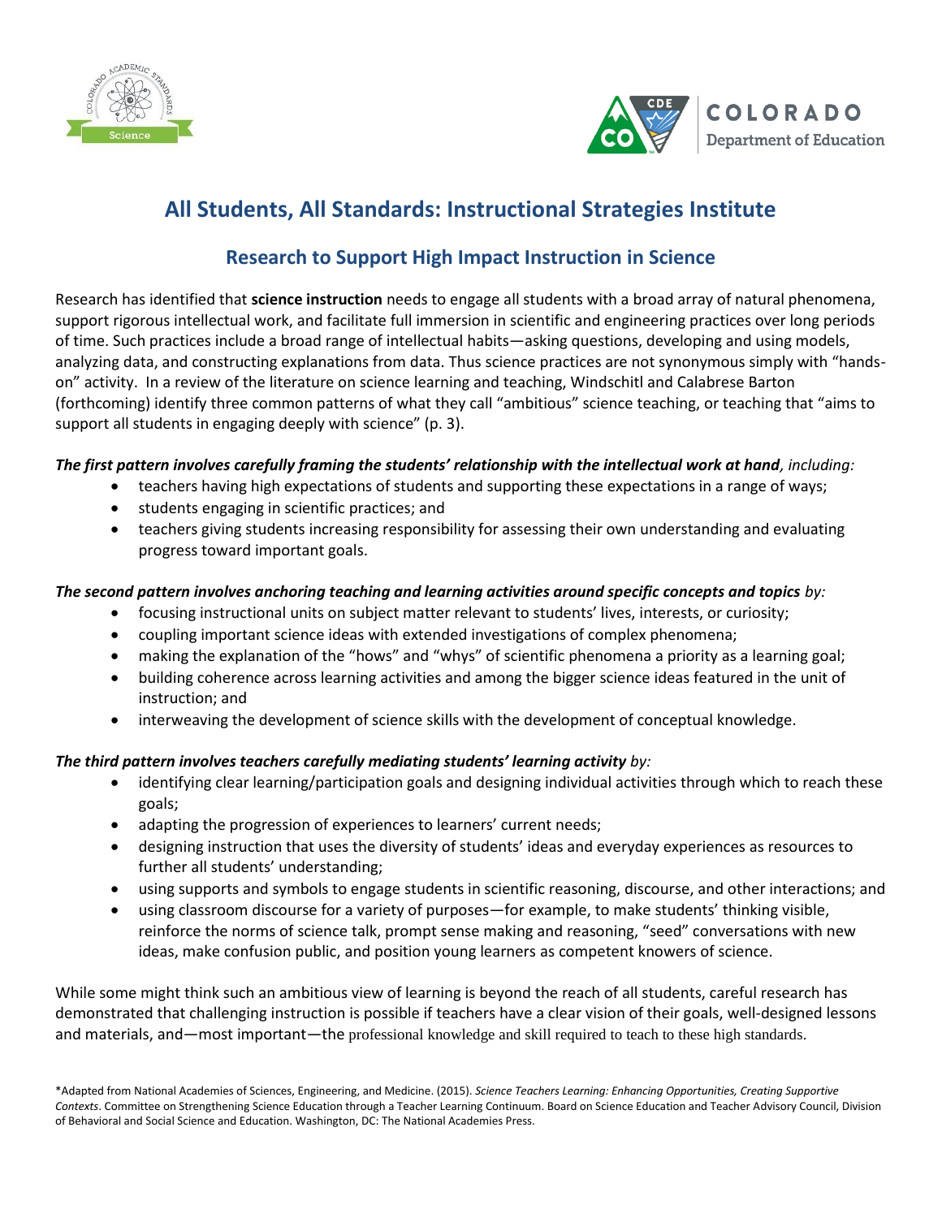# All Students, All Standards: Instructional Strategies Institute

## Research to Support High Impact Instruction in Science

Research has identified that **science instruction** needs to engage all students with a broad array of natural phenomena, support rigorous intellectual work, and facilitate full immersion in scientific and engineering practices over long periods of time. Such practices include a broad range of intellectual habits—asking questions, developing and using models, analyzing data, and constructing explanations from data. Thus science practices are not synonymous simply with "hands-on" activity. In a review of the literature on science learning and teaching, Windschitl and Calabrese Barton (forthcoming) identify three common patterns of what they call "ambitious" science teaching, or teaching that "aims to support all students in engaging deeply with science" (p. 3).

***The first pattern involves carefully framing the students' relationship with the intellectual work at hand**, including:*

- teachers having high expectations of students and supporting these expectations in a range of ways;
- students engaging in scientific practices; and
- teachers giving students increasing responsibility for assessing their own understanding and evaluating progress toward important goals.

***The second pattern involves anchoring teaching and learning activities around specific concepts and topics** by:*

- focusing instructional units on subject matter relevant to students' lives, interests, or curiosity;
- coupling important science ideas with extended investigations of complex phenomena;
- making the explanation of the "hows" and "whys" of scientific phenomena a priority as a learning goal;
- building coherence across learning activities and among the bigger science ideas featured in the unit of instruction; and
- interweaving the development of science skills with the development of conceptual knowledge.

***The third pattern involves teachers carefully mediating students' learning activity** by:*

- identifying clear learning/participation goals and designing individual activities through which to reach these goals;
- adapting the progression of experiences to learners' current needs;
- designing instruction that uses the diversity of students' ideas and everyday experiences as resources to further all students' understanding;
- using supports and symbols to engage students in scientific reasoning, discourse, and other interactions; and
- using classroom discourse for a variety of purposes—for example, to make students' thinking visible, reinforce the norms of science talk, prompt sense making and reasoning, "seed" conversations with new ideas, make confusion public, and position young learners as competent knowers of science.

While some might think such an ambitious view of learning is beyond the reach of all students, careful research has demonstrated that challenging instruction is possible if teachers have a clear vision of their goals, well-designed lessons and materials, and—most important—the professional knowledge and skill required to teach to these high standards.

*Adapted from National Academies of Sciences, Engineering, and Medicine. (2015). *Science Teachers Learning: Enhancing Opportunities, Creating Supportive Contexts*. Committee on Strengthening Science Education through a Teacher Learning Continuum. Board on Science Education and Teacher Advisory Council, Division of Behavioral and Social Science and Education. Washington, DC: The National Academies Press.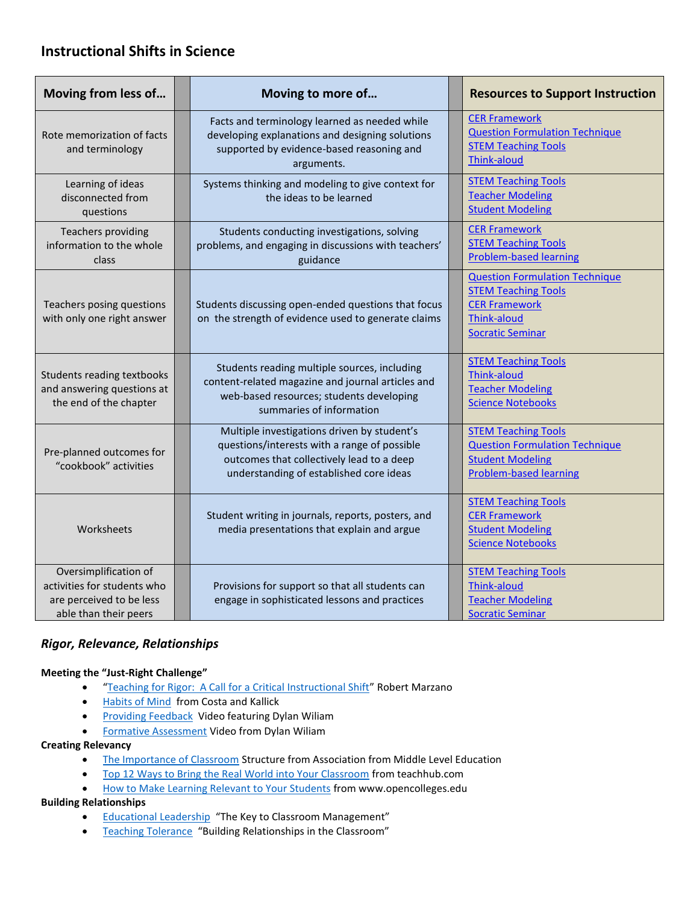## Instructional Shifts in Science

| Moving from less of… | Moving to more of… | Resources to Support Instruction |
|---|---|---|
| Rote memorization of facts and terminology | Facts and terminology learned as needed while developing explanations and designing solutions supported by evidence-based reasoning and arguments. | CER Framework<br>Question Formulation Technique<br>STEM Teaching Tools<br>Think-aloud |
| Learning of ideas disconnected from questions | Systems thinking and modeling to give context for the ideas to be learned | STEM Teaching Tools<br>Teacher Modeling<br>Student Modeling |
| Teachers providing information to the whole class | Students conducting investigations, solving problems, and engaging in discussions with teachers' guidance | CER Framework<br>STEM Teaching Tools<br>Problem-based learning |
| Teachers posing questions with only one right answer | Students discussing open-ended questions that focus on the strength of evidence used to generate claims | Question Formulation Technique<br>STEM Teaching Tools<br>CER Framework<br>Think-aloud<br>Socratic Seminar |
| Students reading textbooks and answering questions at the end of the chapter | Students reading multiple sources, including content-related magazine and journal articles and web-based resources; students developing summaries of information | STEM Teaching Tools<br>Think-aloud<br>Teacher Modeling<br>Science Notebooks |
| Pre-planned outcomes for "cookbook" activities | Multiple investigations driven by student's questions/interests with a range of possible outcomes that collectively lead to a deep understanding of established core ideas | STEM Teaching Tools<br>Question Formulation Technique<br>Student Modeling<br>Problem-based learning |
| Worksheets | Student writing in journals, reports, posters, and media presentations that explain and argue | STEM Teaching Tools<br>CER Framework<br>Student Modeling<br>Science Notebooks |
| Oversimplification of activities for students who are perceived to be less able than their peers | Provisions for support so that all students can engage in sophisticated lessons and practices | STEM Teaching Tools<br>Think-aloud<br>Teacher Modeling<br>Socratic Seminar |

### *Rigor, Relevance, Relationships*

**Meeting the "Just-Right Challenge"**

- "Teaching for Rigor: A Call for a Critical Instructional Shift" Robert Marzano
- Habits of Mind from Costa and Kallick
- Providing Feedback Video featuring Dylan Wiliam
- Formative Assessment Video from Dylan Wiliam

**Creating Relevancy**

- The Importance of Classroom Structure from Association from Middle Level Education
- Top 12 Ways to Bring the Real World into Your Classroom from teachhub.com
- How to Make Learning Relevant to Your Students from www.opencolleges.edu

**Building Relationships**

- Educational Leadership "The Key to Classroom Management"
- Teaching Tolerance "Building Relationships in the Classroom"